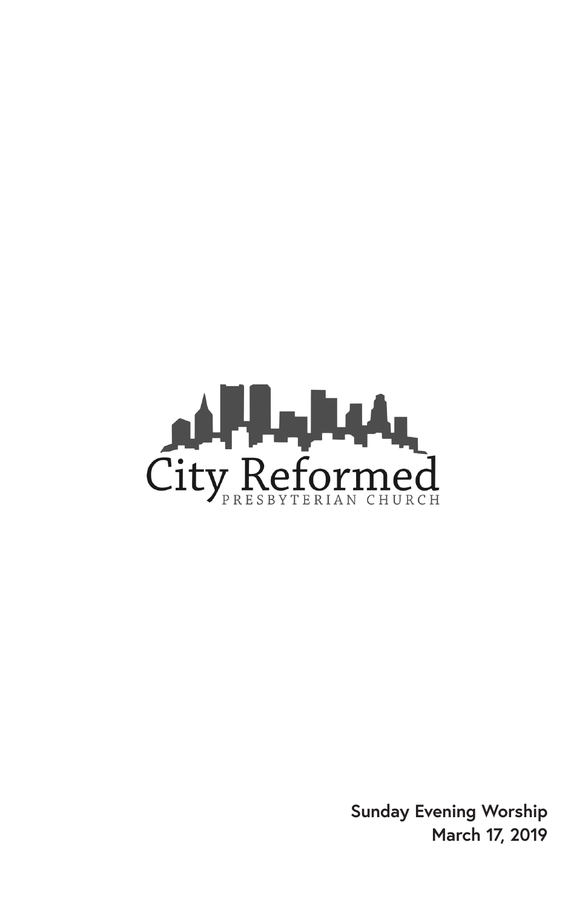City Reformed

PRESBYTERIAN CHURCH

**Sunday Evening Worship**
**March 17, 2019**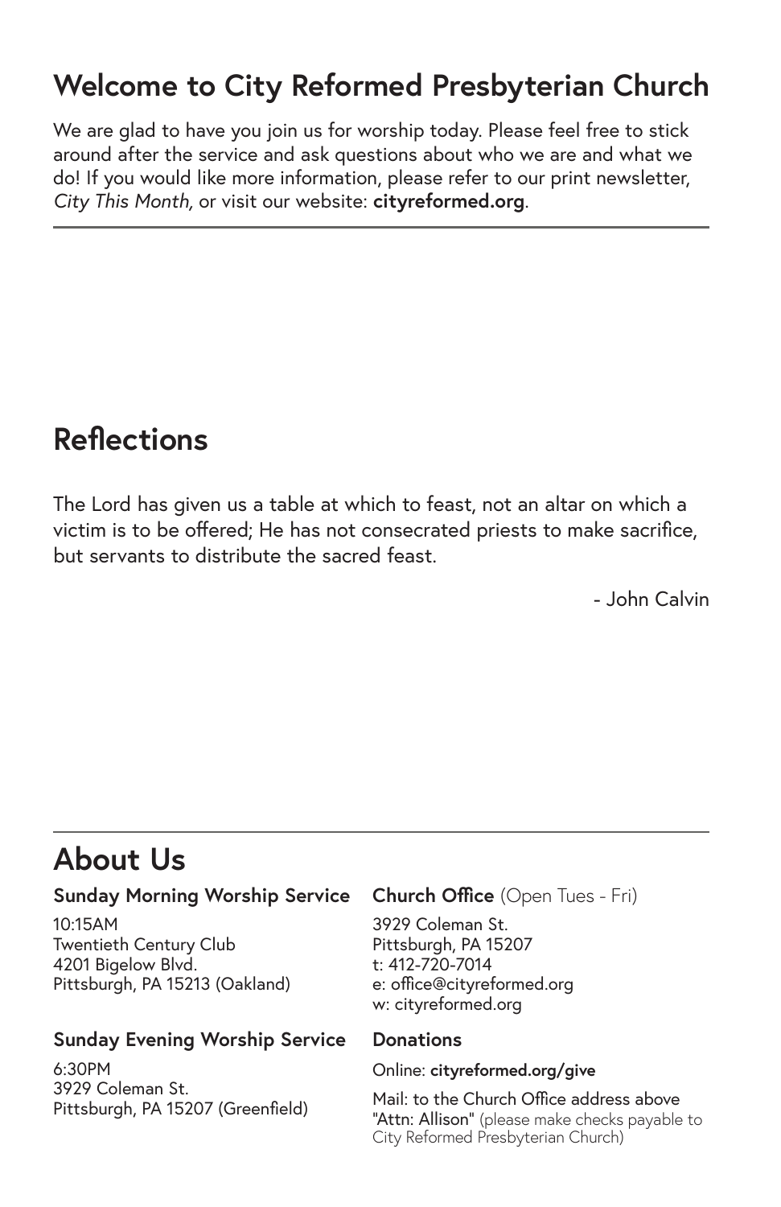## Welcome to City Reformed Presbyterian Church

We are glad to have you join us for worship today. Please feel free to stick around after the service and ask questions about who we are and what we do! If you would like more information, please refer to our print newsletter, *City This Month,* or visit our website: **cityreformed.org**.

---

## Reflections

The Lord has given us a table at which to feast, not an altar on which a victim is to be offered; He has not consecrated priests to make sacrifice, but servants to distribute the sacred feast.

- John Calvin

---

## About Us

**Sunday Morning Worship Service**

10:15AM
Twentieth Century Club
4201 Bigelow Blvd.
Pittsburgh, PA 15213 (Oakland)

**Sunday Evening Worship Service**

6:30PM
3929 Coleman St.
Pittsburgh, PA 15207 (Greenfield)

**Church Office** (Open Tues - Fri)

3929 Coleman St.
Pittsburgh, PA 15207
t: 412-720-7014
e: office@cityreformed.org
w: cityreformed.org

**Donations**

Online: **cityreformed.org/give**

Mail: to the Church Office address above "Attn: Allison" (please make checks payable to City Reformed Presbyterian Church)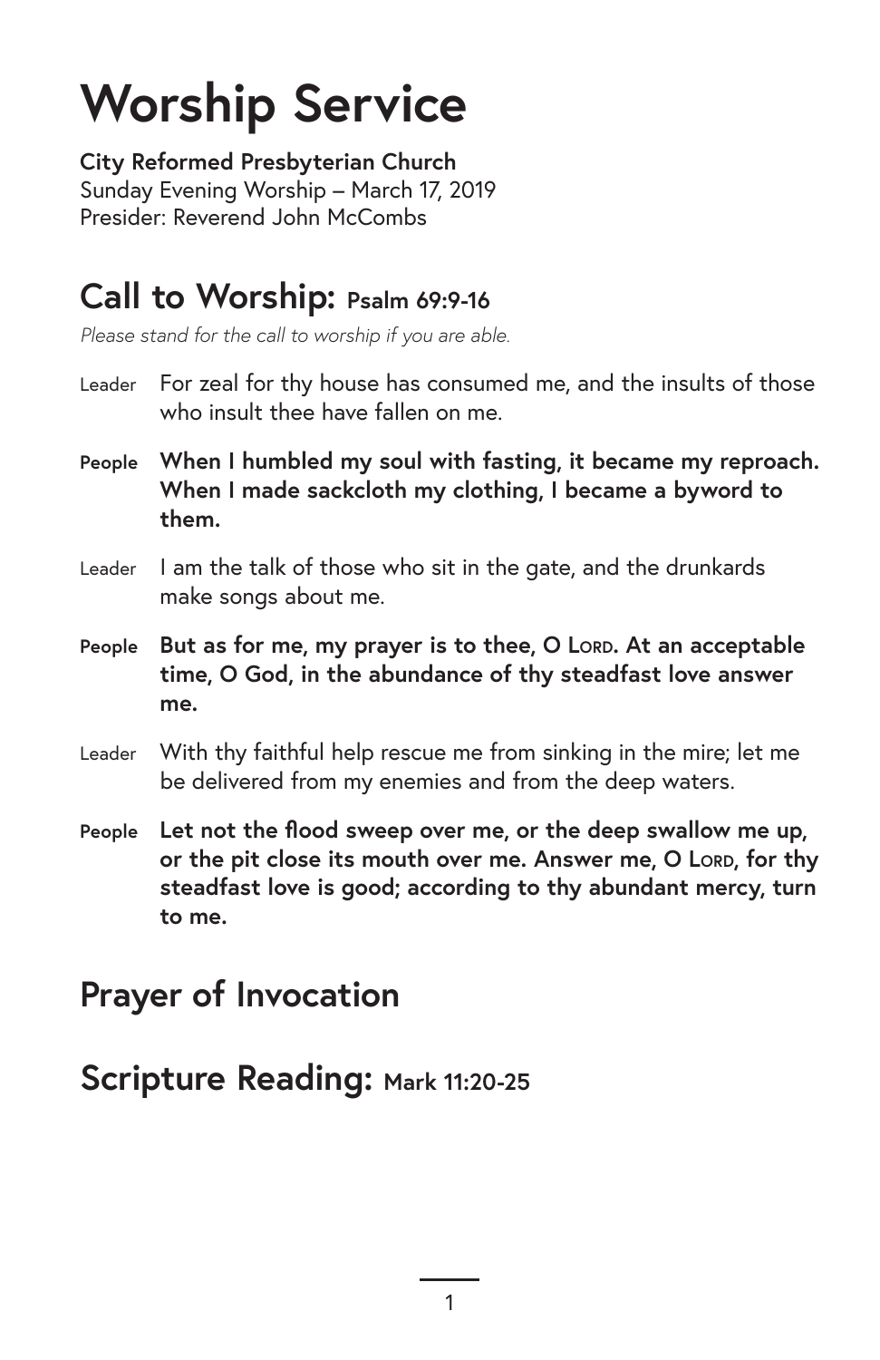# Worship Service

**City Reformed Presbyterian Church**
Sunday Evening Worship – March 17, 2019
Presider: Reverend John McCombs

## Call to Worship: Psalm 69:9-16

*Please stand for the call to worship if you are able.*

Leader For zeal for thy house has consumed me, and the insults of those who insult thee have fallen on me.

**People When I humbled my soul with fasting, it became my reproach. When I made sackcloth my clothing, I became a byword to them.**

Leader I am the talk of those who sit in the gate, and the drunkards make songs about me.

**People But as for me, my prayer is to thee, O LORD. At an acceptable time, O God, in the abundance of thy steadfast love answer me.**

Leader With thy faithful help rescue me from sinking in the mire; let me be delivered from my enemies and from the deep waters.

**People Let not the flood sweep over me, or the deep swallow me up, or the pit close its mouth over me. Answer me, O LORD, for thy steadfast love is good; according to thy abundant mercy, turn to me.**

## Prayer of Invocation

## Scripture Reading: Mark 11:20-25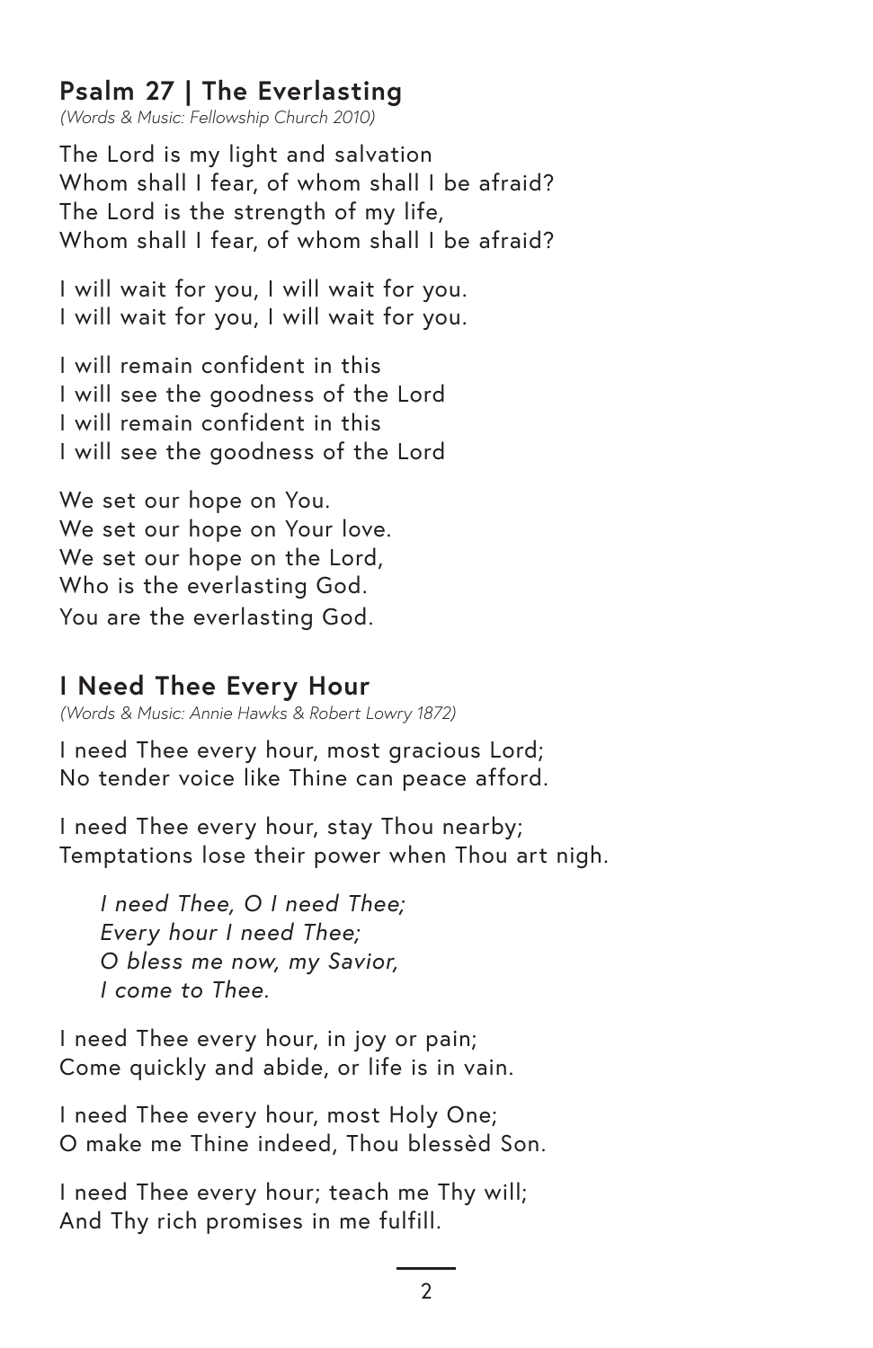## Psalm 27 | The Everlasting

*(Words & Music: Fellowship Church 2010)*

The Lord is my light and salvation
Whom shall I fear, of whom shall I be afraid?
The Lord is the strength of my life,
Whom shall I fear, of whom shall I be afraid?

I will wait for you, I will wait for you.
I will wait for you, I will wait for you.

I will remain confident in this
I will see the goodness of the Lord
I will remain confident in this
I will see the goodness of the Lord

We set our hope on You.
We set our hope on Your love.
We set our hope on the Lord,
Who is the everlasting God.
You are the everlasting God.

## I Need Thee Every Hour

*(Words & Music: Annie Hawks & Robert Lowry 1872)*

I need Thee every hour, most gracious Lord;
No tender voice like Thine can peace afford.

I need Thee every hour, stay Thou nearby;
Temptations lose their power when Thou art nigh.

*I need Thee, O I need Thee;*
*Every hour I need Thee;*
*O bless me now, my Savior,*
*I come to Thee.*

I need Thee every hour, in joy or pain;
Come quickly and abide, or life is in vain.

I need Thee every hour, most Holy One;
O make me Thine indeed, Thou blessèd Son.

I need Thee every hour; teach me Thy will;
And Thy rich promises in me fulfill.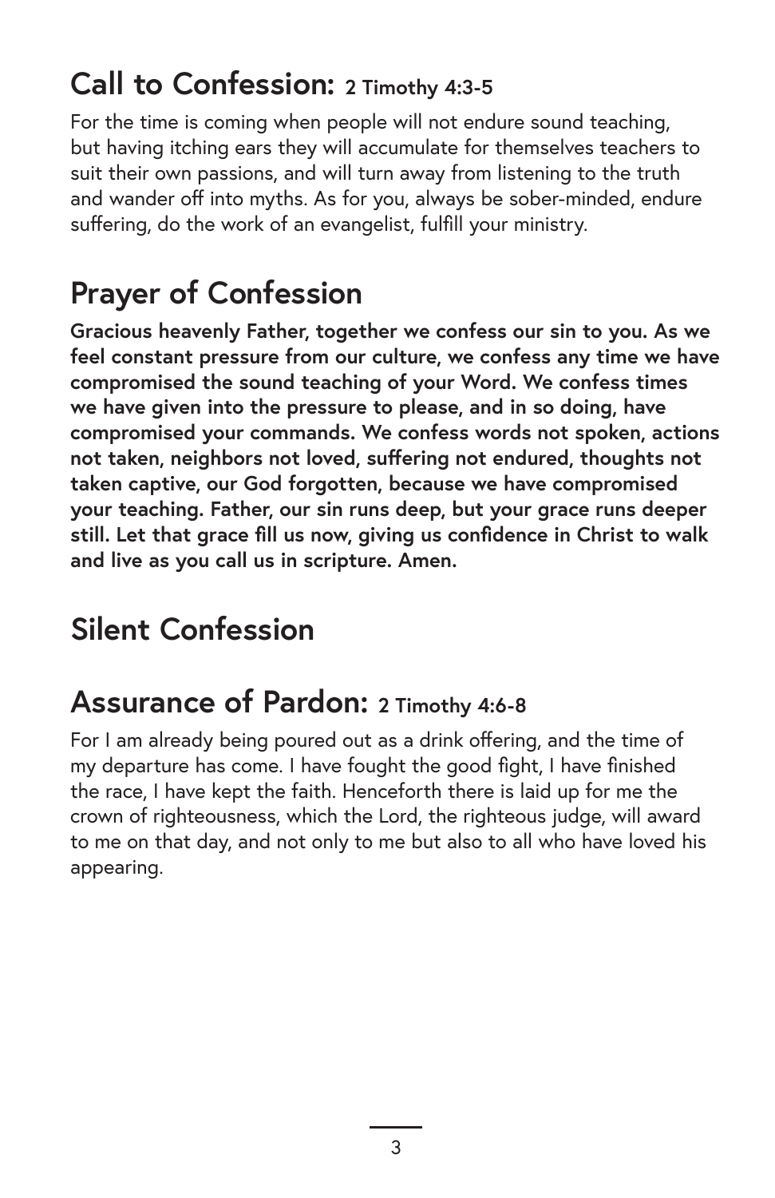## Call to Confession: 2 Timothy 4:3-5

For the time is coming when people will not endure sound teaching, but having itching ears they will accumulate for themselves teachers to suit their own passions, and will turn away from listening to the truth and wander off into myths. As for you, always be sober-minded, endure suffering, do the work of an evangelist, fulfill your ministry.

## Prayer of Confession

**Gracious heavenly Father, together we confess our sin to you. As we feel constant pressure from our culture, we confess any time we have compromised the sound teaching of your Word. We confess times we have given into the pressure to please, and in so doing, have compromised your commands. We confess words not spoken, actions not taken, neighbors not loved, suffering not endured, thoughts not taken captive, our God forgotten, because we have compromised your teaching. Father, our sin runs deep, but your grace runs deeper still. Let that grace fill us now, giving us confidence in Christ to walk and live as you call us in scripture. Amen.**

## Silent Confession

## Assurance of Pardon: 2 Timothy 4:6-8

For I am already being poured out as a drink offering, and the time of my departure has come. I have fought the good fight, I have finished the race, I have kept the faith. Henceforth there is laid up for me the crown of righteousness, which the Lord, the righteous judge, will award to me on that day, and not only to me but also to all who have loved his appearing.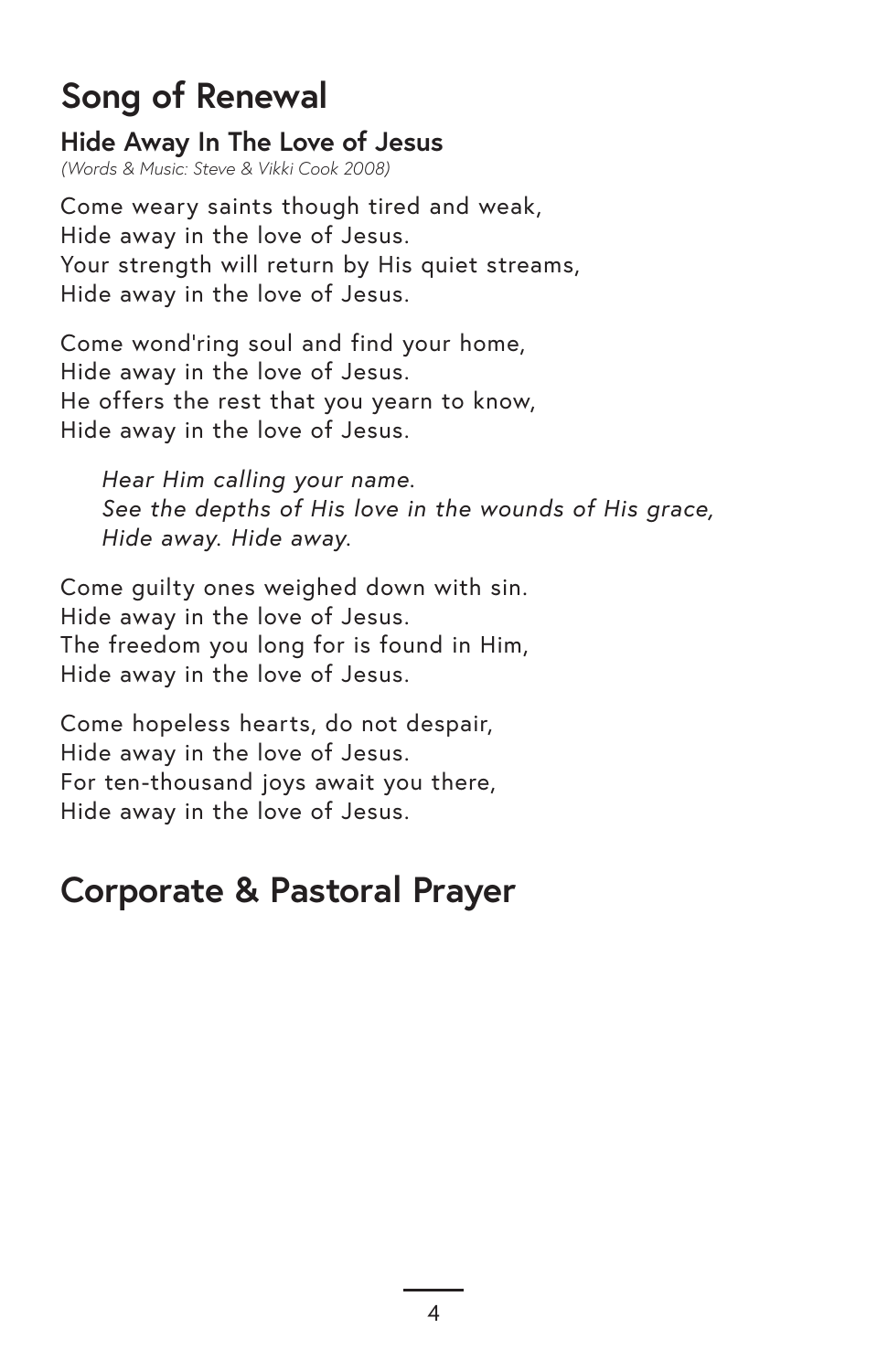# Song of Renewal

### Hide Away In The Love of Jesus

*(Words & Music: Steve & Vikki Cook 2008)*

Come weary saints though tired and weak,
Hide away in the love of Jesus.
Your strength will return by His quiet streams,
Hide away in the love of Jesus.

Come wond'ring soul and find your home,
Hide away in the love of Jesus.
He offers the rest that you yearn to know,
Hide away in the love of Jesus.

*Hear Him calling your name.*
*See the depths of His love in the wounds of His grace,*
*Hide away. Hide away.*

Come guilty ones weighed down with sin.
Hide away in the love of Jesus.
The freedom you long for is found in Him,
Hide away in the love of Jesus.

Come hopeless hearts, do not despair,
Hide away in the love of Jesus.
For ten-thousand joys await you there,
Hide away in the love of Jesus.

# Corporate & Pastoral Prayer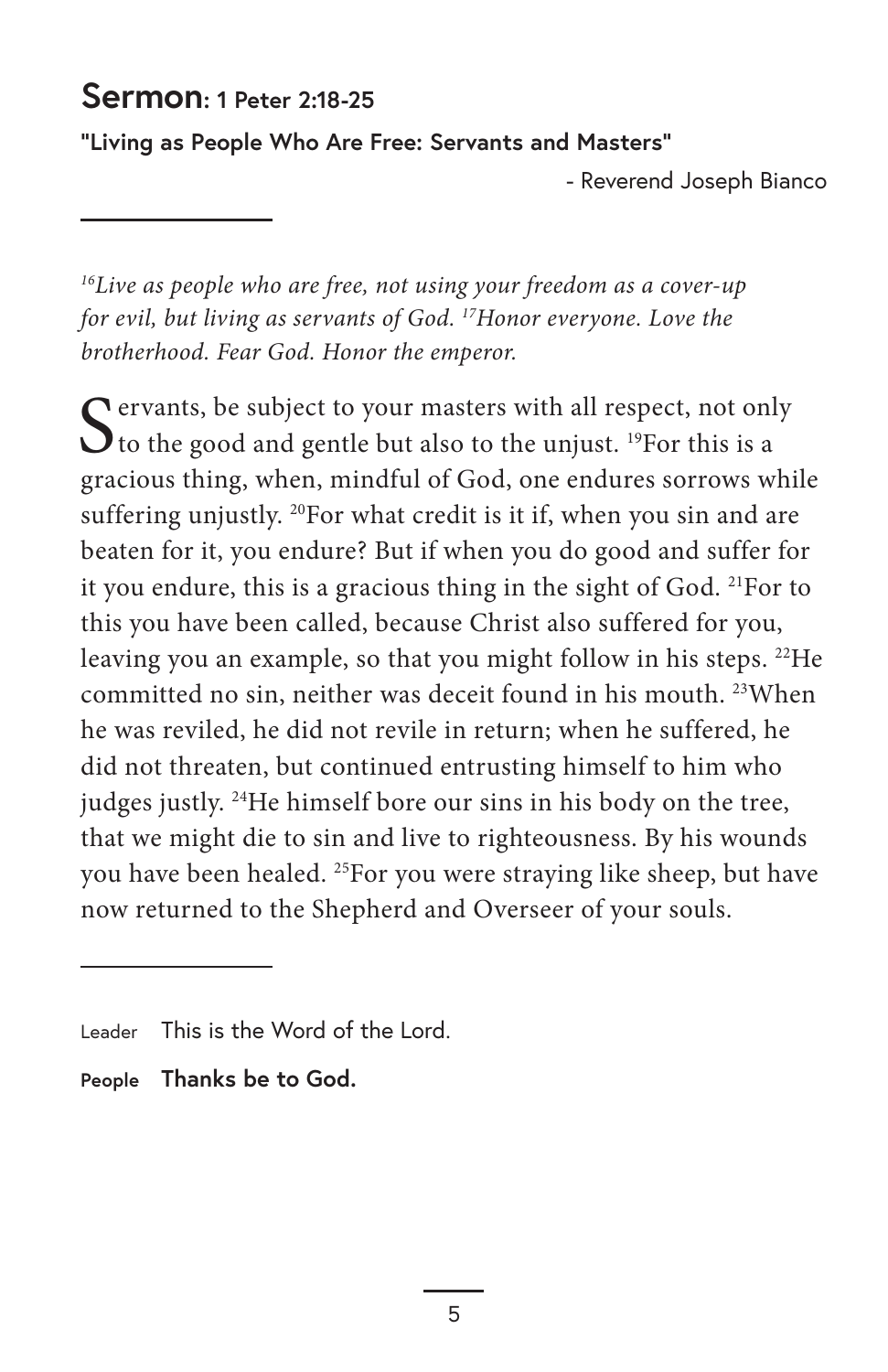## Sermon: 1 Peter 2:18-25

**"Living as People Who Are Free: Servants and Masters"**

- Reverend Joseph Bianco

---

*[16]Live as people who are free, not using your freedom as a cover-up for evil, but living as servants of God. [17]Honor everyone. Love the brotherhood. Fear God. Honor the emperor.*

Servants, be subject to your masters with all respect, not only to the good and gentle but also to the unjust. [19]For this is a gracious thing, when, mindful of God, one endures sorrows while suffering unjustly. [20]For what credit is it if, when you sin and are beaten for it, you endure? But if when you do good and suffer for it you endure, this is a gracious thing in the sight of God. [21]For to this you have been called, because Christ also suffered for you, leaving you an example, so that you might follow in his steps. [22]He committed no sin, neither was deceit found in his mouth. [23]When he was reviled, he did not revile in return; when he suffered, he did not threaten, but continued entrusting himself to him who judges justly. [24]He himself bore our sins in his body on the tree, that we might die to sin and live to righteousness. By his wounds you have been healed. [25]For you were straying like sheep, but have now returned to the Shepherd and Overseer of your souls.

---

Leader This is the Word of the Lord.

**People Thanks be to God.**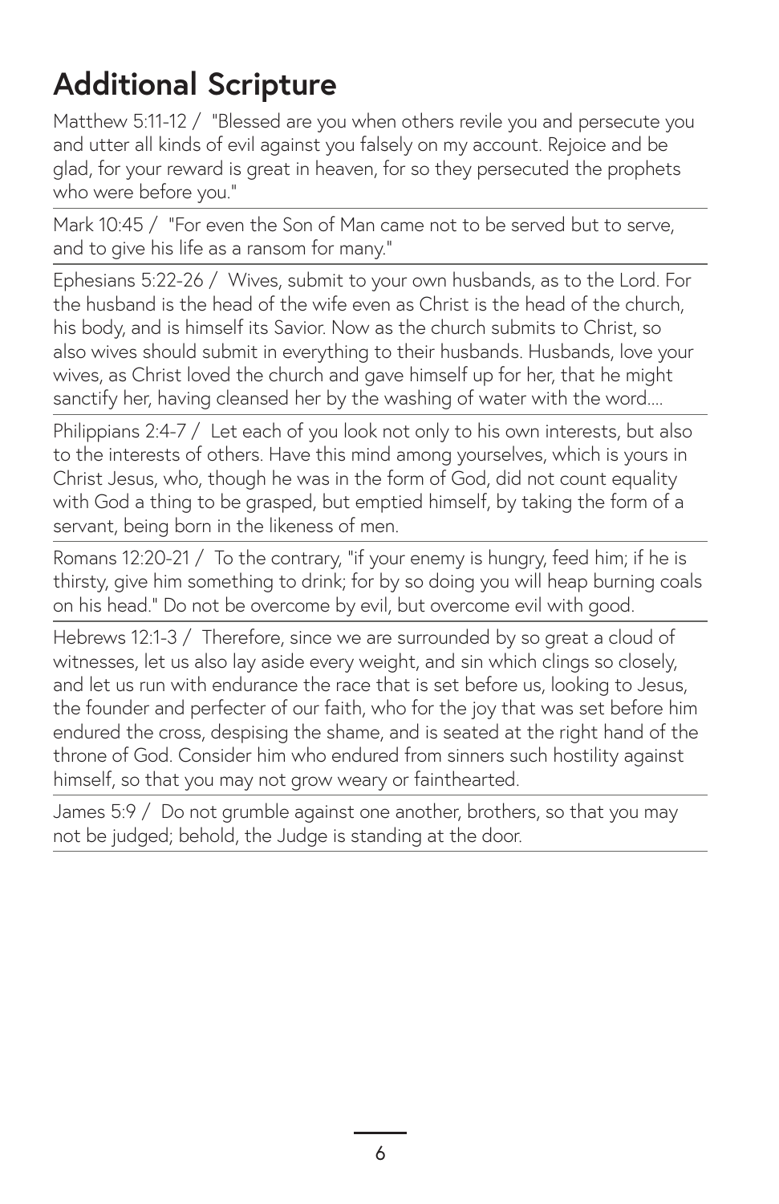# Additional Scripture

Matthew 5:11-12 / "Blessed are you when others revile you and persecute you and utter all kinds of evil against you falsely on my account. Rejoice and be glad, for your reward is great in heaven, for so they persecuted the prophets who were before you."

Mark 10:45 / "For even the Son of Man came not to be served but to serve, and to give his life as a ransom for many."

Ephesians 5:22-26 / Wives, submit to your own husbands, as to the Lord. For the husband is the head of the wife even as Christ is the head of the church, his body, and is himself its Savior. Now as the church submits to Christ, so also wives should submit in everything to their husbands. Husbands, love your wives, as Christ loved the church and gave himself up for her, that he might sanctify her, having cleansed her by the washing of water with the word....

Philippians 2:4-7 / Let each of you look not only to his own interests, but also to the interests of others. Have this mind among yourselves, which is yours in Christ Jesus, who, though he was in the form of God, did not count equality with God a thing to be grasped, but emptied himself, by taking the form of a servant, being born in the likeness of men.

Romans 12:20-21 / To the contrary, "if your enemy is hungry, feed him; if he is thirsty, give him something to drink; for by so doing you will heap burning coals on his head." Do not be overcome by evil, but overcome evil with good.

Hebrews 12:1-3 / Therefore, since we are surrounded by so great a cloud of witnesses, let us also lay aside every weight, and sin which clings so closely, and let us run with endurance the race that is set before us, looking to Jesus, the founder and perfecter of our faith, who for the joy that was set before him endured the cross, despising the shame, and is seated at the right hand of the throne of God. Consider him who endured from sinners such hostility against himself, so that you may not grow weary or fainthearted.

James 5:9 / Do not grumble against one another, brothers, so that you may not be judged; behold, the Judge is standing at the door.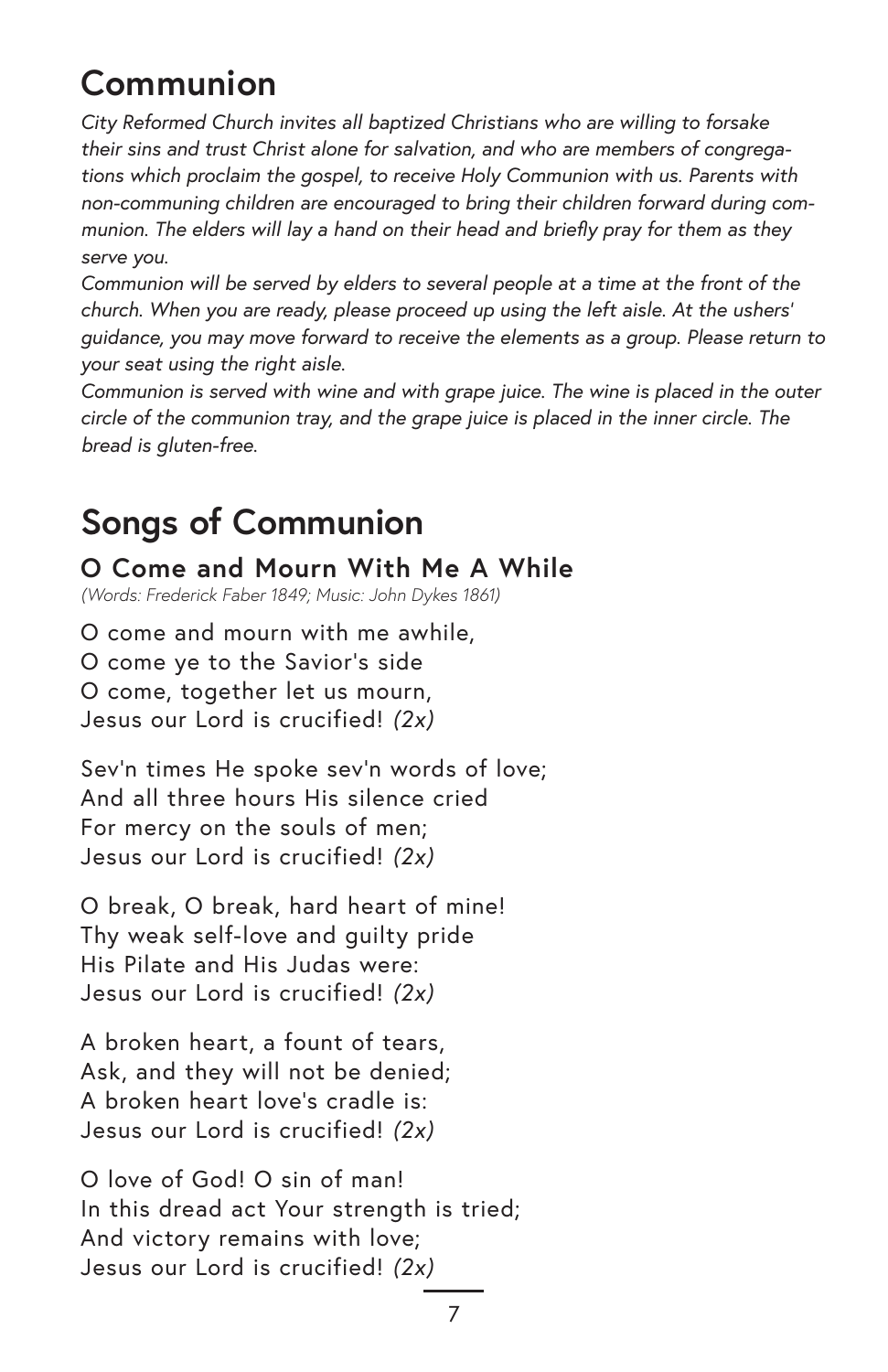# Communion

*City Reformed Church invites all baptized Christians who are willing to forsake their sins and trust Christ alone for salvation, and who are members of congregations which proclaim the gospel, to receive Holy Communion with us. Parents with non-communing children are encouraged to bring their children forward during communion. The elders will lay a hand on their head and briefly pray for them as they serve you.*

*Communion will be served by elders to several people at a time at the front of the church. When you are ready, please proceed up using the left aisle. At the ushers' guidance, you may move forward to receive the elements as a group. Please return to your seat using the right aisle.*

*Communion is served with wine and with grape juice. The wine is placed in the outer circle of the communion tray, and the grape juice is placed in the inner circle. The bread is gluten-free.*

# Songs of Communion

### O Come and Mourn With Me A While

*(Words: Frederick Faber 1849; Music: John Dykes 1861)*

O come and mourn with me awhile,  
O come ye to the Savior's side  
O come, together let us mourn,  
Jesus our Lord is crucified! *(2x)*

Sev'n times He spoke sev'n words of love;  
And all three hours His silence cried  
For mercy on the souls of men;  
Jesus our Lord is crucified! *(2x)*

O break, O break, hard heart of mine!  
Thy weak self-love and guilty pride  
His Pilate and His Judas were:  
Jesus our Lord is crucified! *(2x)*

A broken heart, a fount of tears,  
Ask, and they will not be denied;  
A broken heart love's cradle is:  
Jesus our Lord is crucified! *(2x)*

O love of God! O sin of man!  
In this dread act Your strength is tried;  
And victory remains with love;  
Jesus our Lord is crucified! *(2x)*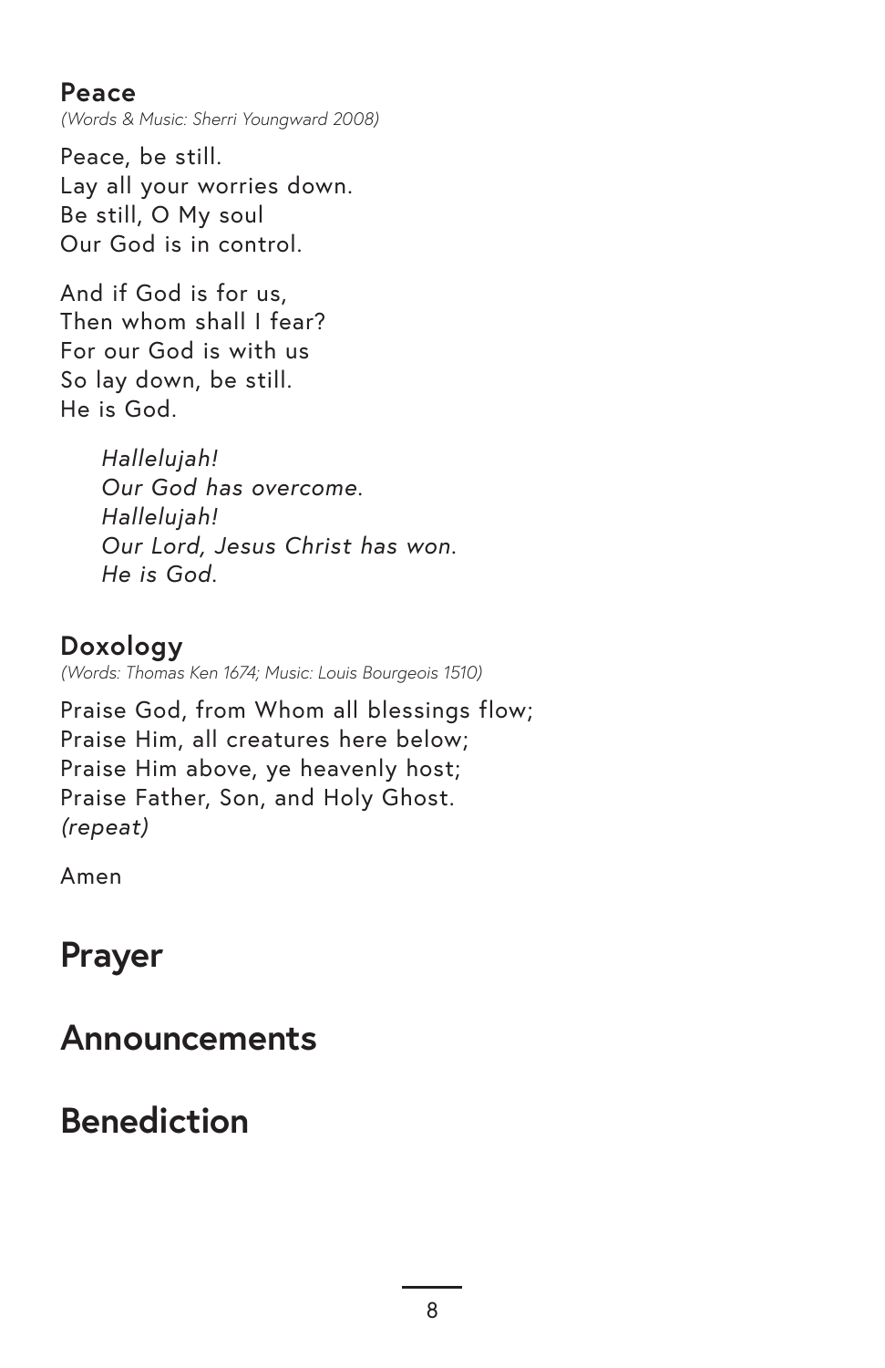### Peace

*(Words & Music: Sherri Youngward 2008)*

Peace, be still.
Lay all your worries down.
Be still, O My soul
Our God is in control.

And if God is for us,
Then whom shall I fear?
For our God is with us
So lay down, be still.
He is God.

*Hallelujah!*
*Our God has overcome.*
*Hallelujah!*
*Our Lord, Jesus Christ has won.*
*He is God.*

### Doxology

*(Words: Thomas Ken 1674; Music: Louis Bourgeois 1510)*

Praise God, from Whom all blessings flow;
Praise Him, all creatures here below;
Praise Him above, ye heavenly host;
Praise Father, Son, and Holy Ghost.
*(repeat)*

Amen

## Prayer

## Announcements

## Benediction